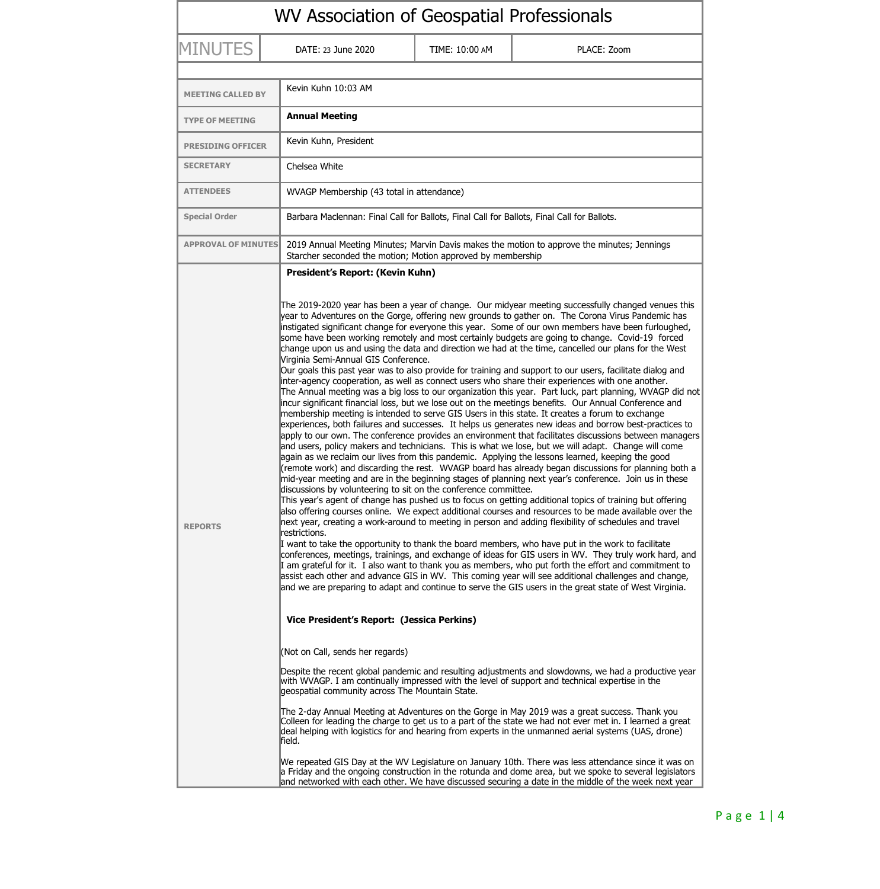# WV Association of Geospatial Professionals

| MINUTES | DATE: 23 June 2020 | TIME: 10:00 AM | PLACE: Zoom |
|---|---|---|---|

| | |
|---|---|
| **MEETING CALLED BY** | Kevin Kuhn 10:03 AM |
| **TYPE OF MEETING** | **Annual Meeting** |
| **PRESIDING OFFICER** | Kevin Kuhn, President |
| **SECRETARY** | Chelsea White |
| **ATTENDEES** | WVAGP Membership (43 total in attendance) |
| **Special Order** | Barbara Maclennan: Final Call for Ballots, Final Call for Ballots, Final Call for Ballots. |
| **APPROVAL OF MINUTES** | 2019 Annual Meeting Minutes; Marvin Davis makes the motion to approve the minutes; Jennings Starcher seconded the motion; Motion approved by membership |

**REPORTS**

**President's Report: (Kevin Kuhn)**

The 2019-2020 year has been a year of change. Our midyear meeting successfully changed venues this year to Adventures on the Gorge, offering new grounds to gather on. The Corona Virus Pandemic has instigated significant change for everyone this year. Some of our own members have been furloughed, some have been working remotely and most certainly budgets are going to change. Covid-19 forced change upon us and using the data and direction we had at the time, cancelled our plans for the West Virginia Semi-Annual GIS Conference.

Our goals this past year was to also provide for training and support to our users, facilitate dialog and inter-agency cooperation, as well as connect users who share their experiences with one another.

The Annual meeting was a big loss to our organization this year. Part luck, part planning, WVAGP did not incur significant financial loss, but we lose out on the meetings benefits. Our Annual Conference and membership meeting is intended to serve GIS Users in this state. It creates a forum to exchange experiences, both failures and successes. It helps us generates new ideas and borrow best-practices to apply to our own. The conference provides an environment that facilitates discussions between managers and users, policy makers and technicians. This is what we lose, but we will adapt. Change will come again as we reclaim our lives from this pandemic. Applying the lessons learned, keeping the good (remote work) and discarding the rest. WVAGP board has already began discussions for planning both a mid-year meeting and are in the beginning stages of planning next year's conference. Join us in these discussions by volunteering to sit on the conference committee.

This year's agent of change has pushed us to focus on getting additional topics of training but offering also offering courses online. We expect additional courses and resources to be made available over the next year, creating a work-around to meeting in person and adding flexibility of schedules and travel restrictions.

I want to take the opportunity to thank the board members, who have put in the work to facilitate conferences, meetings, trainings, and exchange of ideas for GIS users in WV. They truly work hard, and I am grateful for it. I also want to thank you as members, who put forth the effort and commitment to assist each other and advance GIS in WV. This coming year will see additional challenges and change, and we are preparing to adapt and continue to serve the GIS users in the great state of West Virginia.

**Vice President's Report: (Jessica Perkins)**

(Not on Call, sends her regards)

Despite the recent global pandemic and resulting adjustments and slowdowns, we had a productive year with WVAGP. I am continually impressed with the level of support and technical expertise in the geospatial community across The Mountain State.

The 2-day Annual Meeting at Adventures on the Gorge in May 2019 was a great success. Thank you Colleen for leading the charge to get us to a part of the state we had not ever met in. I learned a great deal helping with logistics for and hearing from experts in the unmanned aerial systems (UAS, drone) field.

We repeated GIS Day at the WV Legislature on January 10th. There was less attendance since it was on a Friday and the ongoing construction in the rotunda and dome area, but we spoke to several legislators and networked with each other. We have discussed securing a date in the middle of the week next year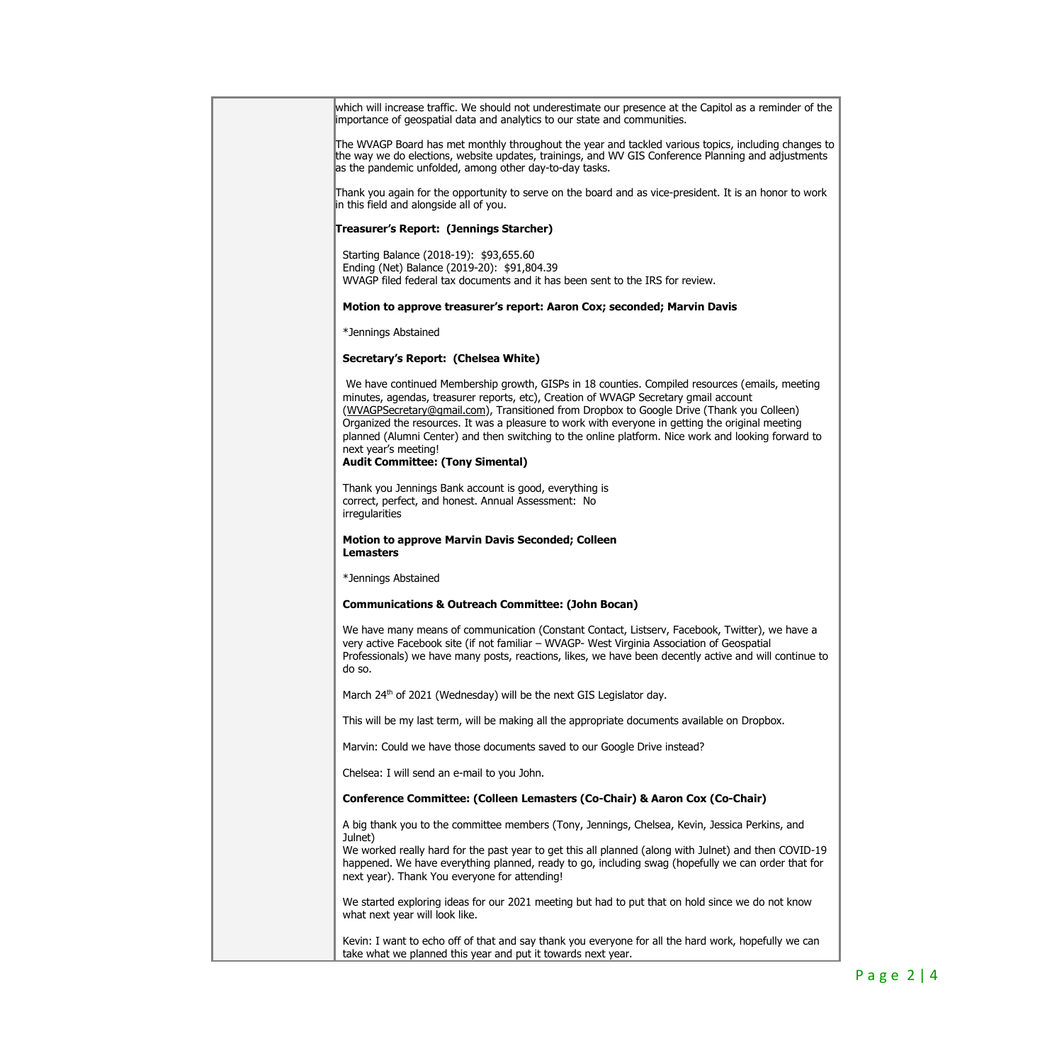which will increase traffic. We should not underestimate our presence at the Capitol as a reminder of the importance of geospatial data and analytics to our state and communities.

The WVAGP Board has met monthly throughout the year and tackled various topics, including changes to the way we do elections, website updates, trainings, and WV GIS Conference Planning and adjustments as the pandemic unfolded, among other day-to-day tasks.

Thank you again for the opportunity to serve on the board and as vice-president. It is an honor to work in this field and alongside all of you.

**Treasurer's Report: (Jennings Starcher)**

Starting Balance (2018-19): $93,655.60
Ending (Net) Balance (2019-20): $91,804.39
WVAGP filed federal tax documents and it has been sent to the IRS for review.

**Motion to approve treasurer's report: Aaron Cox; seconded; Marvin Davis**

*Jennings Abstained

**Secretary's Report: (Chelsea White)**

We have continued Membership growth, GISPs in 18 counties. Compiled resources (emails, meeting minutes, agendas, treasurer reports, etc), Creation of WVAGP Secretary gmail account (WVAGPSecretary@gmail.com), Transitioned from Dropbox to Google Drive (Thank you Colleen) Organized the resources. It was a pleasure to work with everyone in getting the original meeting planned (Alumni Center) and then switching to the online platform. Nice work and looking forward to next year's meeting!

**Audit Committee: (Tony Simental)**

Thank you Jennings Bank account is good, everything is correct, perfect, and honest. Annual Assessment: No irregularities

**Motion to approve Marvin Davis Seconded; Colleen Lemasters**

*Jennings Abstained

**Communications & Outreach Committee: (John Bocan)**

We have many means of communication (Constant Contact, Listserv, Facebook, Twitter), we have a very active Facebook site (if not familiar – WVAGP- West Virginia Association of Geospatial Professionals) we have many posts, reactions, likes, we have been decently active and will continue to do so.

March 24th of 2021 (Wednesday) will be the next GIS Legislator day.

This will be my last term, will be making all the appropriate documents available on Dropbox.

Marvin: Could we have those documents saved to our Google Drive instead?

Chelsea: I will send an e-mail to you John.

**Conference Committee: (Colleen Lemasters (Co-Chair) & Aaron Cox (Co-Chair)**

A big thank you to the committee members (Tony, Jennings, Chelsea, Kevin, Jessica Perkins, and Julnet)
We worked really hard for the past year to get this all planned (along with Julnet) and then COVID-19 happened. We have everything planned, ready to go, including swag (hopefully we can order that for next year). Thank You everyone for attending!

We started exploring ideas for our 2021 meeting but had to put that on hold since we do not know what next year will look like.

Kevin: I want to echo off of that and say thank you everyone for all the hard work, hopefully we can take what we planned this year and put it towards next year.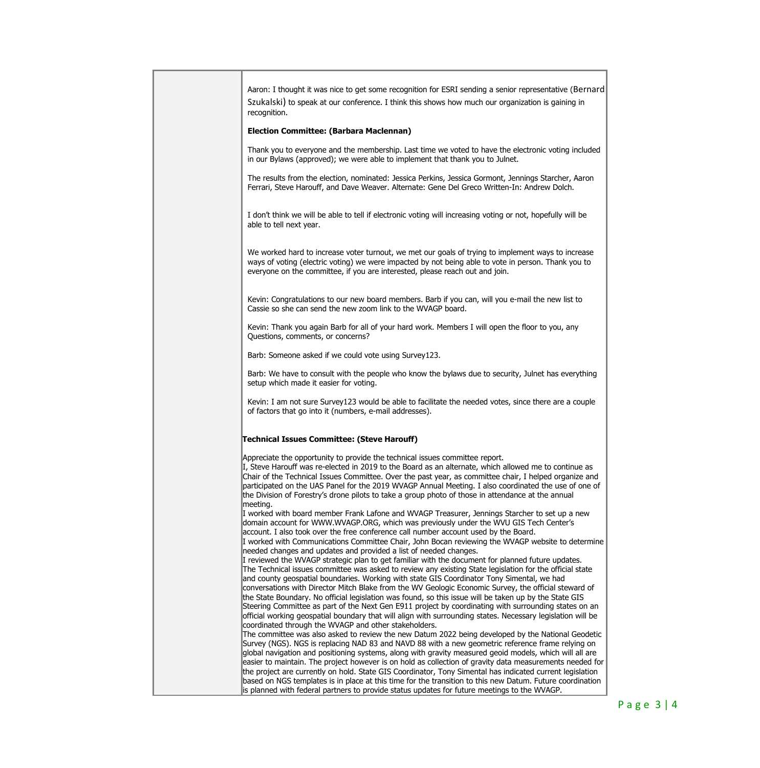Aaron: I thought it was nice to get some recognition for ESRI sending a senior representative (Bernard Szukalski) to speak at our conference. I think this shows how much our organization is gaining in recognition.

**Election Committee: (Barbara Maclennan)**

Thank you to everyone and the membership. Last time we voted to have the electronic voting included in our Bylaws (approved); we were able to implement that thank you to Julnet.

The results from the election, nominated: Jessica Perkins, Jessica Gormont, Jennings Starcher, Aaron Ferrari, Steve Harouff, and Dave Weaver. Alternate: Gene Del Greco Written-In: Andrew Dolch.

I don't think we will be able to tell if electronic voting will increasing voting or not, hopefully will be able to tell next year.

We worked hard to increase voter turnout, we met our goals of trying to implement ways to increase ways of voting (electric voting) we were impacted by not being able to vote in person. Thank you to everyone on the committee, if you are interested, please reach out and join.

Kevin: Congratulations to our new board members. Barb if you can, will you e-mail the new list to Cassie so she can send the new zoom link to the WVAGP board.

Kevin: Thank you again Barb for all of your hard work. Members I will open the floor to you, any Questions, comments, or concerns?

Barb: Someone asked if we could vote using Survey123.

Barb: We have to consult with the people who know the bylaws due to security, Julnet has everything setup which made it easier for voting.

Kevin: I am not sure Survey123 would be able to facilitate the needed votes, since there are a couple of factors that go into it (numbers, e-mail addresses).

**Technical Issues Committee: (Steve Harouff)**

Appreciate the opportunity to provide the technical issues committee report.
I, Steve Harouff was re-elected in 2019 to the Board as an alternate, which allowed me to continue as Chair of the Technical Issues Committee. Over the past year, as committee chair, I helped organize and participated on the UAS Panel for the 2019 WVAGP Annual Meeting. I also coordinated the use of one of the Division of Forestry's drone pilots to take a group photo of those in attendance at the annual meeting.
I worked with board member Frank Lafone and WVAGP Treasurer, Jennings Starcher to set up a new domain account for WWW.WVAGP.ORG, which was previously under the WVU GIS Tech Center's account. I also took over the free conference call number account used by the Board.
I worked with Communications Committee Chair, John Bocan reviewing the WVAGP website to determine needed changes and updates and provided a list of needed changes.
I reviewed the WVAGP strategic plan to get familiar with the document for planned future updates.
The Technical issues committee was asked to review any existing State legislation for the official state and county geospatial boundaries. Working with state GIS Coordinator Tony Simental, we had conversations with Director Mitch Blake from the WV Geologic Economic Survey, the official steward of the State Boundary. No official legislation was found, so this issue will be taken up by the State GIS Steering Committee as part of the Next Gen E911 project by coordinating with surrounding states on an official working geospatial boundary that will align with surrounding states. Necessary legislation will be coordinated through the WVAGP and other stakeholders.
The committee was also asked to review the new Datum 2022 being developed by the National Geodetic Survey (NGS). NGS is replacing NAD 83 and NAVD 88 with a new geometric reference frame relying on global navigation and positioning systems, along with gravity measured geoid models, which will all are easier to maintain. The project however is on hold as collection of gravity data measurements needed for the project are currently on hold. State GIS Coordinator, Tony Simental has indicated current legislation based on NGS templates is in place at this time for the transition to this new Datum. Future coordination is planned with federal partners to provide status updates for future meetings to the WVAGP.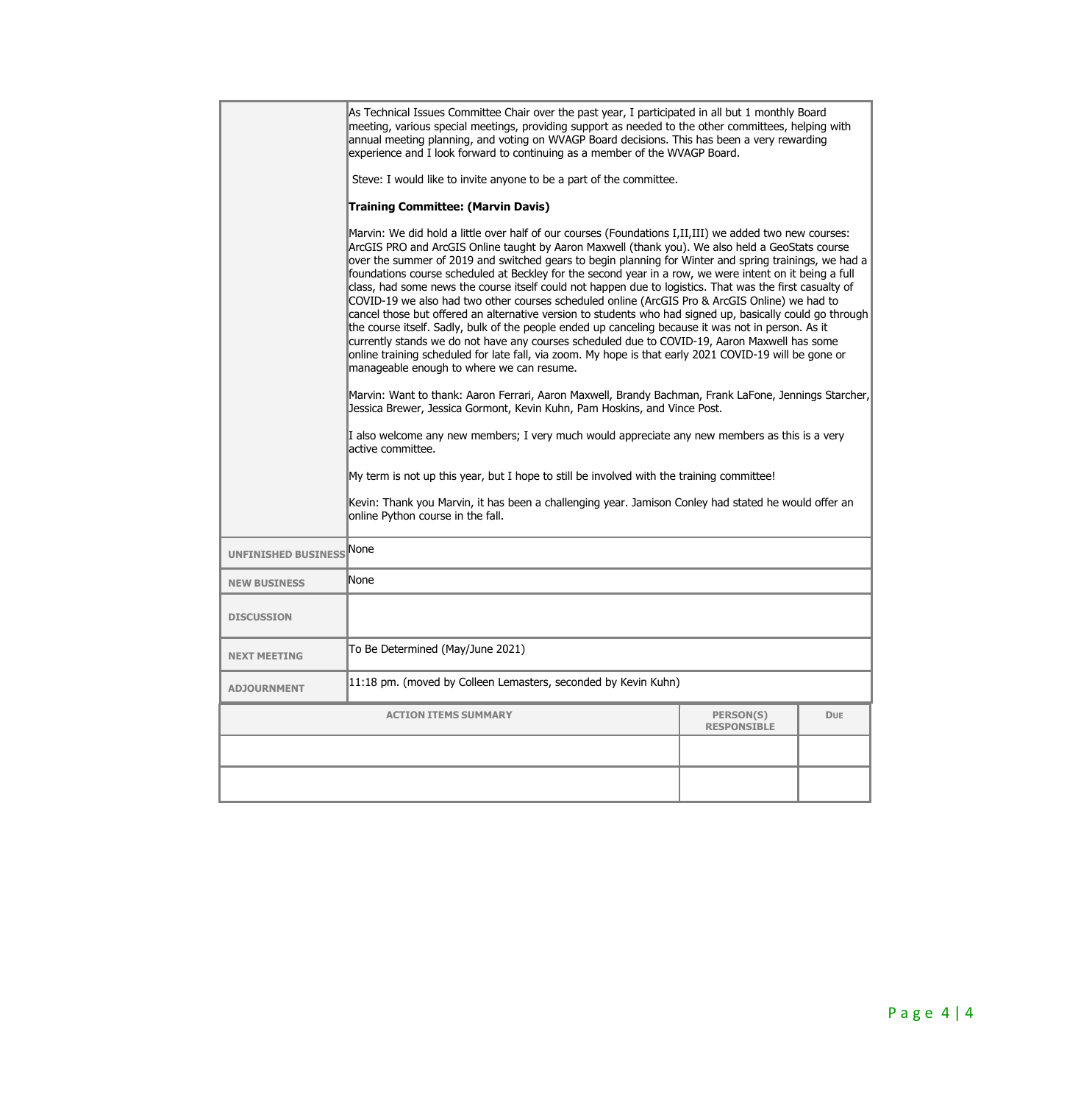| | |
|---|---|
| | As Technical Issues Committee Chair over the past year, I participated in all but 1 monthly Board meeting, various special meetings, providing support as needed to the other committees, helping with annual meeting planning, and voting on WVAGP Board decisions. This has been a very rewarding experience and I look forward to continuing as a member of the WVAGP Board.<br><br>Steve: I would like to invite anyone to be a part of the committee.<br><br>**Training Committee: (Marvin Davis)**<br><br>Marvin: We did hold a little over half of our courses (Foundations I,II,III) we added two new courses: ArcGIS PRO and ArcGIS Online taught by Aaron Maxwell (thank you). We also held a GeoStats course over the summer of 2019 and switched gears to begin planning for Winter and spring trainings, we had a foundations course scheduled at Beckley for the second year in a row, we were intent on it being a full class, had some news the course itself could not happen due to logistics. That was the first casualty of COVID-19 we also had two other courses scheduled online (ArcGIS Pro & ArcGIS Online) we had to cancel those but offered an alternative version to students who had signed up, basically could go through the course itself. Sadly, bulk of the people ended up canceling because it was not in person. As it currently stands we do not have any courses scheduled due to COVID-19, Aaron Maxwell has some online training scheduled for late fall, via zoom. My hope is that early 2021 COVID-19 will be gone or manageable enough to where we can resume.<br><br>Marvin: Want to thank: Aaron Ferrari, Aaron Maxwell, Brandy Bachman, Frank LaFone, Jennings Starcher, Jessica Brewer, Jessica Gormont, Kevin Kuhn, Pam Hoskins, and Vince Post.<br><br>I also welcome any new members; I very much would appreciate any new members as this is a very active committee.<br><br>My term is not up this year, but I hope to still be involved with the training committee!<br><br>Kevin: Thank you Marvin, it has been a challenging year. Jamison Conley had stated he would offer an online Python course in the fall. |
| **UNFINISHED BUSINESS** | None |
| **NEW BUSINESS** | None |
| **DISCUSSION** | |
| **NEXT MEETING** | To Be Determined (May/June 2021) |
| **ADJOURNMENT** | 11:18 pm. (moved by Colleen Lemasters, seconded by Kevin Kuhn) |

| ACTION ITEMS SUMMARY | PERSON(S) RESPONSIBLE | DUE |
|---|---|---|
| | | |
| | | |